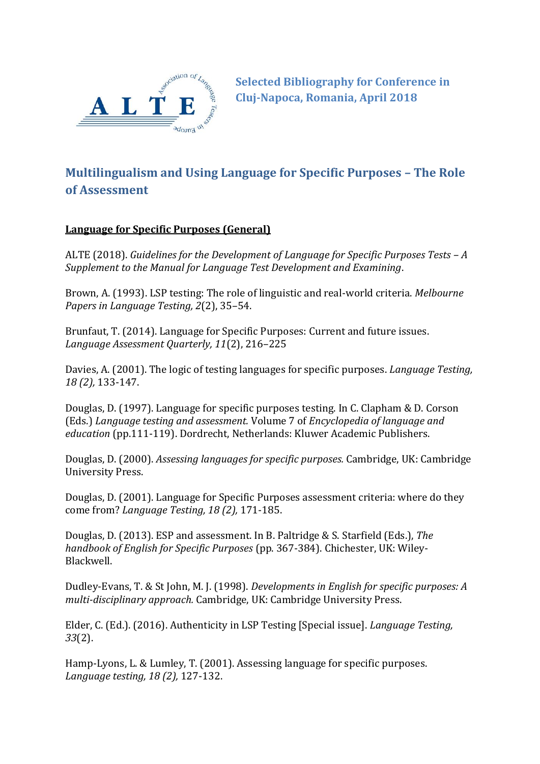**Selected Bibliography for Conference in Cluj-Napoca, Romania, April 2018**

# Multilingualism and Using Language for Specific Purposes – The Role of Assessment

## Language for Specific Purposes (General)

ALTE (2018). *Guidelines for the Development of Language for Specific Purposes Tests – A Supplement to the Manual for Language Test Development and Examining*.

Brown, A. (1993). LSP testing: The role of linguistic and real-world criteria. *Melbourne Papers in Language Testing, 2*(2), 35–54.

Brunfaut, T. (2014). Language for Specific Purposes: Current and future issues. *Language Assessment Quarterly, 11*(2), 216–225

Davies, A. (2001). The logic of testing languages for specific purposes. *Language Testing, 18 (2),* 133-147.

Douglas, D. (1997). Language for specific purposes testing. In C. Clapham & D. Corson (Eds.) *Language testing and assessment.* Volume 7 of *Encyclopedia of language and education* (pp.111-119). Dordrecht, Netherlands: Kluwer Academic Publishers.

Douglas, D. (2000). *Assessing languages for specific purposes.* Cambridge, UK: Cambridge University Press.

Douglas, D. (2001). Language for Specific Purposes assessment criteria: where do they come from? *Language Testing, 18 (2),* 171-185.

Douglas, D. (2013). ESP and assessment. In B. Paltridge & S. Starfield (Eds.), *The handbook of English for Specific Purposes* (pp. 367-384). Chichester, UK: Wiley-Blackwell.

Dudley-Evans, T. & St John, M. J. (1998). *Developments in English for specific purposes: A multi-disciplinary approach.* Cambridge, UK: Cambridge University Press.

Elder, C. (Ed.). (2016). Authenticity in LSP Testing [Special issue]. *Language Testing, 33*(2).

Hamp-Lyons, L. & Lumley, T. (2001). Assessing language for specific purposes. *Language testing, 18 (2),* 127-132.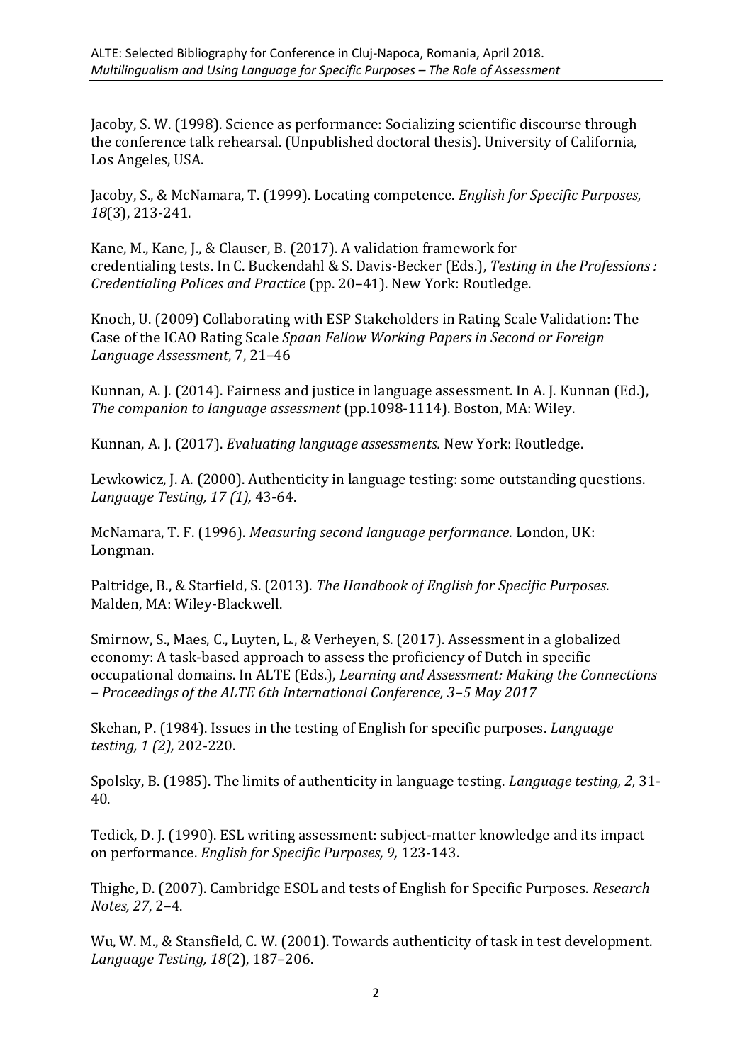Jacoby, S. W. (1998). Science as performance: Socializing scientific discourse through the conference talk rehearsal. (Unpublished doctoral thesis). University of California, Los Angeles, USA.

Jacoby, S., & McNamara, T. (1999). Locating competence. *English for Specific Purposes, 18*(3), 213-241.

Kane, M., Kane, J., & Clauser, B. (2017). A validation framework for credentialing tests. In C. Buckendahl & S. Davis-Becker (Eds.), *Testing in the Professions : Credentialing Polices and Practice* (pp. 20–41). New York: Routledge.

Knoch, U. (2009) Collaborating with ESP Stakeholders in Rating Scale Validation: The Case of the ICAO Rating Scale *Spaan Fellow Working Papers in Second or Foreign Language Assessment*, 7, 21–46

Kunnan, A. J. (2014). Fairness and justice in language assessment. In A. J. Kunnan (Ed.), *The companion to language assessment* (pp.1098-1114). Boston, MA: Wiley.

Kunnan, A. J. (2017). *Evaluating language assessments.* New York: Routledge.

Lewkowicz, J. A. (2000). Authenticity in language testing: some outstanding questions. *Language Testing, 17 (1),* 43-64.

McNamara, T. F. (1996). *Measuring second language performance*. London, UK: Longman.

Paltridge, B., & Starfield, S. (2013). *The Handbook of English for Specific Purposes*. Malden, MA: Wiley-Blackwell.

Smirnow, S., Maes, C., Luyten, L., & Verheyen, S. (2017). Assessment in a globalized economy: A task-based approach to assess the proficiency of Dutch in specific occupational domains. In ALTE (Eds.), *Learning and Assessment: Making the Connections – Proceedings of the ALTE 6th International Conference, 3–5 May 2017*

Skehan, P. (1984). Issues in the testing of English for specific purposes. *Language testing, 1 (2),* 202-220.

Spolsky, B. (1985). The limits of authenticity in language testing. *Language testing, 2,* 31-40.

Tedick, D. J. (1990). ESL writing assessment: subject-matter knowledge and its impact on performance. *English for Specific Purposes, 9,* 123-143.

Thighe, D. (2007). Cambridge ESOL and tests of English for Specific Purposes. *Research Notes, 27*, 2–4.

Wu, W. M., & Stansfield, C. W. (2001). Towards authenticity of task in test development. *Language Testing, 18*(2), 187–206.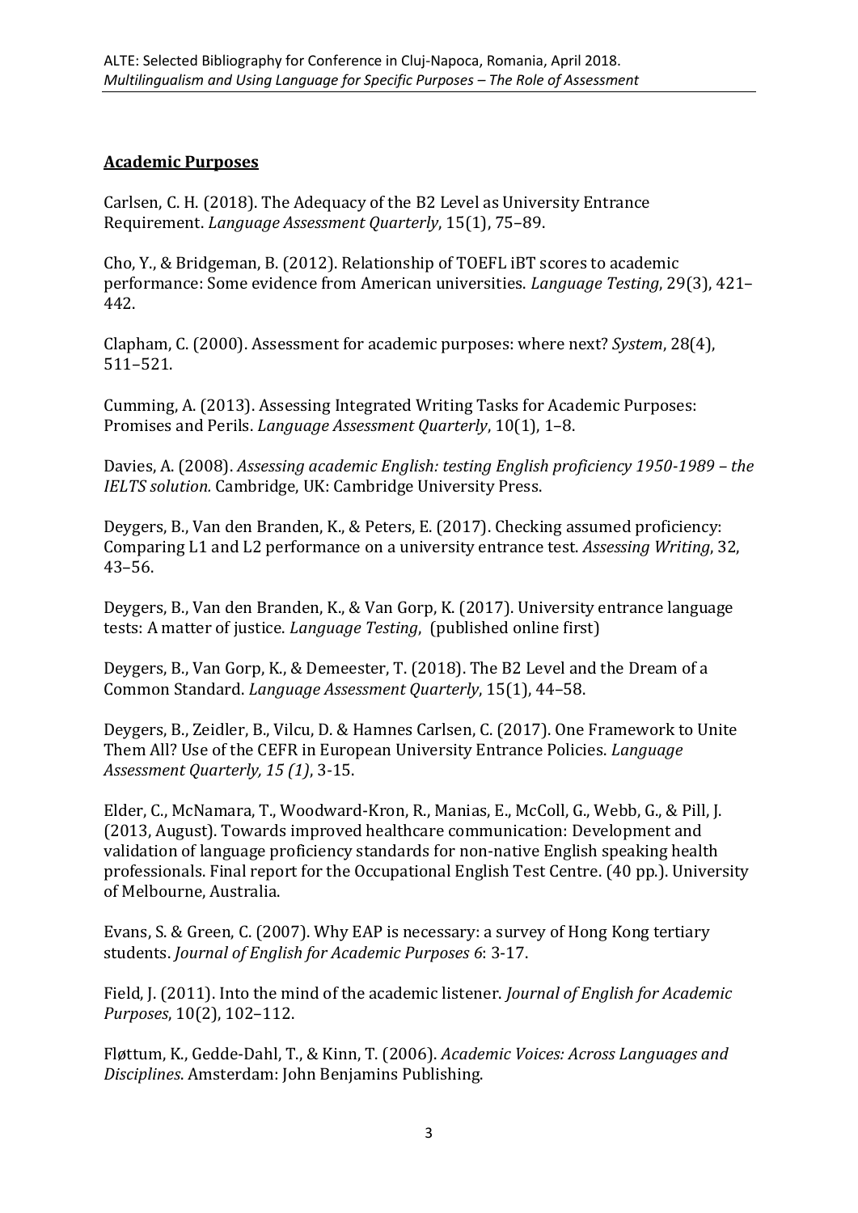## Academic Purposes

Carlsen, C. H. (2018). The Adequacy of the B2 Level as University Entrance Requirement. *Language Assessment Quarterly*, 15(1), 75–89.

Cho, Y., & Bridgeman, B. (2012). Relationship of TOEFL iBT scores to academic performance: Some evidence from American universities. *Language Testing*, 29(3), 421–442.

Clapham, C. (2000). Assessment for academic purposes: where next? *System*, 28(4), 511–521.

Cumming, A. (2013). Assessing Integrated Writing Tasks for Academic Purposes: Promises and Perils. *Language Assessment Quarterly*, 10(1), 1–8.

Davies, A. (2008). *Assessing academic English: testing English proficiency 1950-1989 – the IELTS solution.* Cambridge, UK: Cambridge University Press.

Deygers, B., Van den Branden, K., & Peters, E. (2017). Checking assumed proficiency: Comparing L1 and L2 performance on a university entrance test. *Assessing Writing*, 32, 43–56.

Deygers, B., Van den Branden, K., & Van Gorp, K. (2017). University entrance language tests: A matter of justice. *Language Testing*, (published online first)

Deygers, B., Van Gorp, K., & Demeester, T. (2018). The B2 Level and the Dream of a Common Standard. *Language Assessment Quarterly*, 15(1), 44–58.

Deygers, B., Zeidler, B., Vilcu, D. & Hamnes Carlsen, C. (2017). One Framework to Unite Them All? Use of the CEFR in European University Entrance Policies. *Language Assessment Quarterly, 15 (1)*, 3-15.

Elder, C., McNamara, T., Woodward-Kron, R., Manias, E., McColl, G., Webb, G., & Pill, J. (2013, August). Towards improved healthcare communication: Development and validation of language proficiency standards for non-native English speaking health professionals. Final report for the Occupational English Test Centre. (40 pp.). University of Melbourne, Australia.

Evans, S. & Green, C. (2007). Why EAP is necessary: a survey of Hong Kong tertiary students. *Journal of English for Academic Purposes 6*: 3-17.

Field, J. (2011). Into the mind of the academic listener. *Journal of English for Academic Purposes*, 10(2), 102–112.

Fløttum, K., Gedde-Dahl, T., & Kinn, T. (2006). *Academic Voices: Across Languages and Disciplines*. Amsterdam: John Benjamins Publishing.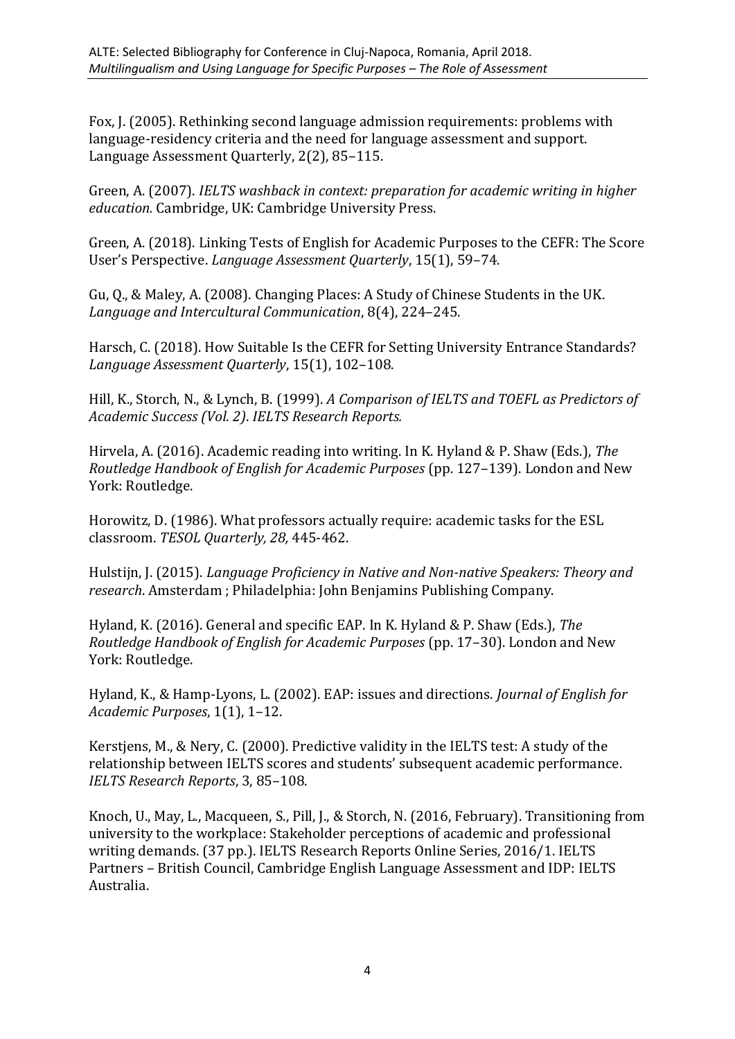Fox, J. (2005). Rethinking second language admission requirements: problems with language-residency criteria and the need for language assessment and support. Language Assessment Quarterly, 2(2), 85–115.

Green, A. (2007). *IELTS washback in context: preparation for academic writing in higher education.* Cambridge, UK: Cambridge University Press.

Green, A. (2018). Linking Tests of English for Academic Purposes to the CEFR: The Score User's Perspective. *Language Assessment Quarterly*, 15(1), 59–74.

Gu, Q., & Maley, A. (2008). Changing Places: A Study of Chinese Students in the UK. *Language and Intercultural Communication*, 8(4), 224–245.

Harsch, C. (2018). How Suitable Is the CEFR for Setting University Entrance Standards? *Language Assessment Quarterly*, 15(1), 102–108.

Hill, K., Storch, N., & Lynch, B. (1999). *A Comparison of IELTS and TOEFL as Predictors of Academic Success (Vol. 2)*. *IELTS Research Reports.*

Hirvela, A. (2016). Academic reading into writing. In K. Hyland & P. Shaw (Eds.), *The Routledge Handbook of English for Academic Purposes* (pp. 127–139). London and New York: Routledge.

Horowitz, D. (1986). What professors actually require: academic tasks for the ESL classroom. *TESOL Quarterly, 28,* 445-462.

Hulstijn, J. (2015). *Language Proficiency in Native and Non-native Speakers: Theory and research*. Amsterdam ; Philadelphia: John Benjamins Publishing Company.

Hyland, K. (2016). General and specific EAP. In K. Hyland & P. Shaw (Eds.), *The Routledge Handbook of English for Academic Purposes* (pp. 17–30). London and New York: Routledge.

Hyland, K., & Hamp-Lyons, L. (2002). EAP: issues and directions. *Journal of English for Academic Purposes*, 1(1), 1–12.

Kerstjens, M., & Nery, C. (2000). Predictive validity in the IELTS test: A study of the relationship between IELTS scores and students' subsequent academic performance. *IELTS Research Reports*, 3, 85–108.

Knoch, U., May, L., Macqueen, S., Pill, J., & Storch, N. (2016, February). Transitioning from university to the workplace: Stakeholder perceptions of academic and professional writing demands. (37 pp.). IELTS Research Reports Online Series, 2016/1. IELTS Partners – British Council, Cambridge English Language Assessment and IDP: IELTS Australia.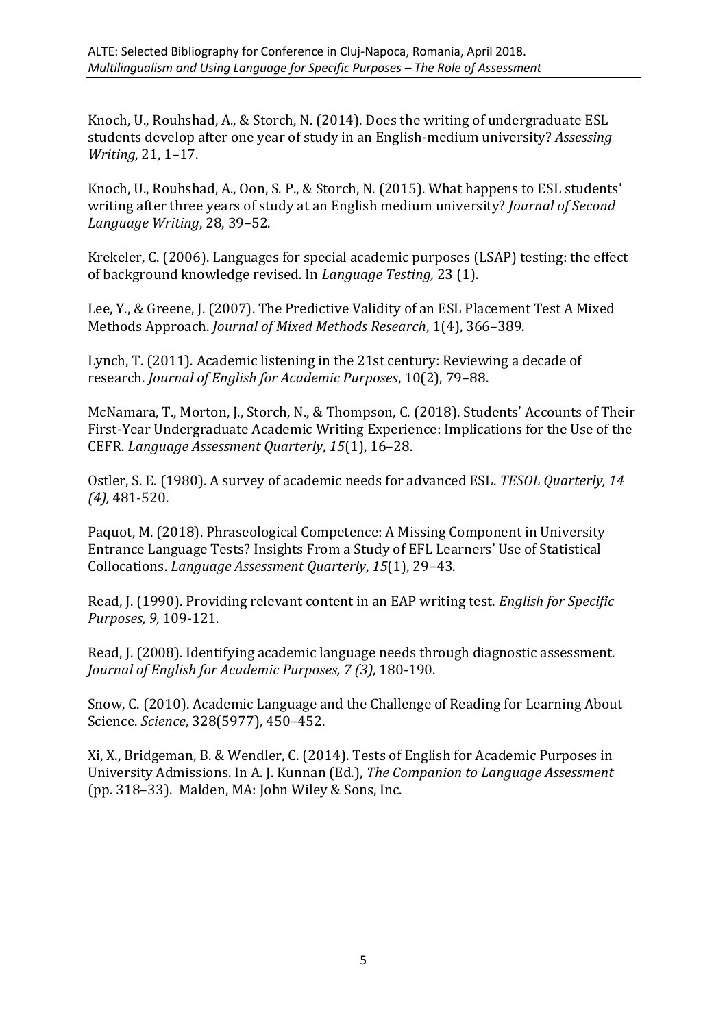Knoch, U., Rouhshad, A., & Storch, N. (2014). Does the writing of undergraduate ESL students develop after one year of study in an English-medium university? *Assessing Writing*, 21, 1–17.

Knoch, U., Rouhshad, A., Oon, S. P., & Storch, N. (2015). What happens to ESL students' writing after three years of study at an English medium university? *Journal of Second Language Writing*, 28, 39–52.

Krekeler, C. (2006). Languages for special academic purposes (LSAP) testing: the effect of background knowledge revised. In *Language Testing,* 23 (1).

Lee, Y., & Greene, J. (2007). The Predictive Validity of an ESL Placement Test A Mixed Methods Approach. *Journal of Mixed Methods Research*, 1(4), 366–389.

Lynch, T. (2011). Academic listening in the 21st century: Reviewing a decade of research. *Journal of English for Academic Purposes*, 10(2), 79–88.

McNamara, T., Morton, J., Storch, N., & Thompson, C. (2018). Students' Accounts of Their First-Year Undergraduate Academic Writing Experience: Implications for the Use of the CEFR. *Language Assessment Quarterly*, *15*(1), 16–28.

Ostler, S. E. (1980). A survey of academic needs for advanced ESL. *TESOL Quarterly, 14 (4),* 481-520.

Paquot, M. (2018). Phraseological Competence: A Missing Component in University Entrance Language Tests? Insights From a Study of EFL Learners' Use of Statistical Collocations. *Language Assessment Quarterly*, *15*(1), 29–43.

Read, J. (1990). Providing relevant content in an EAP writing test. *English for Specific Purposes, 9,* 109-121.

Read, J. (2008). Identifying academic language needs through diagnostic assessment. *Journal of English for Academic Purposes, 7 (3),* 180-190.

Snow, C. (2010). Academic Language and the Challenge of Reading for Learning About Science. *Science*, 328(5977), 450–452.

Xi, X., Bridgeman, B. & Wendler, C. (2014). Tests of English for Academic Purposes in University Admissions. In A. J. Kunnan (Ed.), *The Companion to Language Assessment* (pp. 318–33). Malden, MA: John Wiley & Sons, Inc.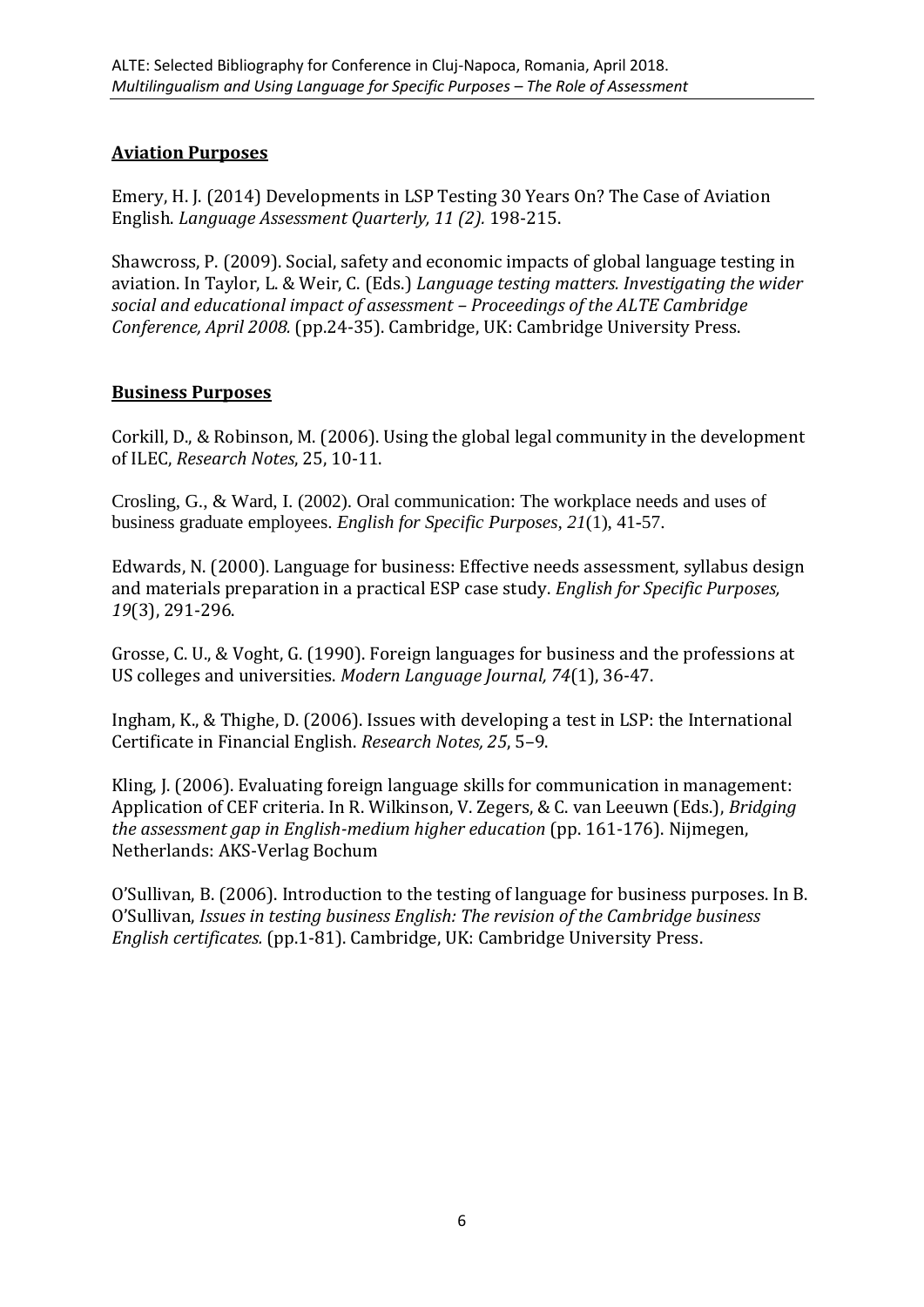## Aviation Purposes

Emery, H. J. (2014) Developments in LSP Testing 30 Years On? The Case of Aviation English. *Language Assessment Quarterly, 11 (2).* 198-215.

Shawcross, P. (2009). Social, safety and economic impacts of global language testing in aviation. In Taylor, L. & Weir, C. (Eds.) *Language testing matters. Investigating the wider social and educational impact of assessment – Proceedings of the ALTE Cambridge Conference, April 2008.* (pp.24-35). Cambridge, UK: Cambridge University Press.

## Business Purposes

Corkill, D., & Robinson, M. (2006). Using the global legal community in the development of ILEC, *Research Notes*, 25, 10-11.

Crosling, G., & Ward, I. (2002). Oral communication: The workplace needs and uses of business graduate employees. *English for Specific Purposes*, *21*(1), 41-57.

Edwards, N. (2000). Language for business: Effective needs assessment, syllabus design and materials preparation in a practical ESP case study. *English for Specific Purposes, 19*(3), 291-296.

Grosse, C. U., & Voght, G. (1990). Foreign languages for business and the professions at US colleges and universities. *Modern Language Journal, 74*(1), 36-47.

Ingham, K., & Thighe, D. (2006). Issues with developing a test in LSP: the International Certificate in Financial English. *Research Notes, 25*, 5–9.

Kling, J. (2006). Evaluating foreign language skills for communication in management: Application of CEF criteria. In R. Wilkinson, V. Zegers, & C. van Leeuwn (Eds.), *Bridging the assessment gap in English-medium higher education* (pp. 161-176). Nijmegen, Netherlands: AKS-Verlag Bochum

O'Sullivan, B. (2006). Introduction to the testing of language for business purposes. In B. O'Sullivan, *Issues in testing business English: The revision of the Cambridge business English certificates.* (pp.1-81). Cambridge, UK: Cambridge University Press.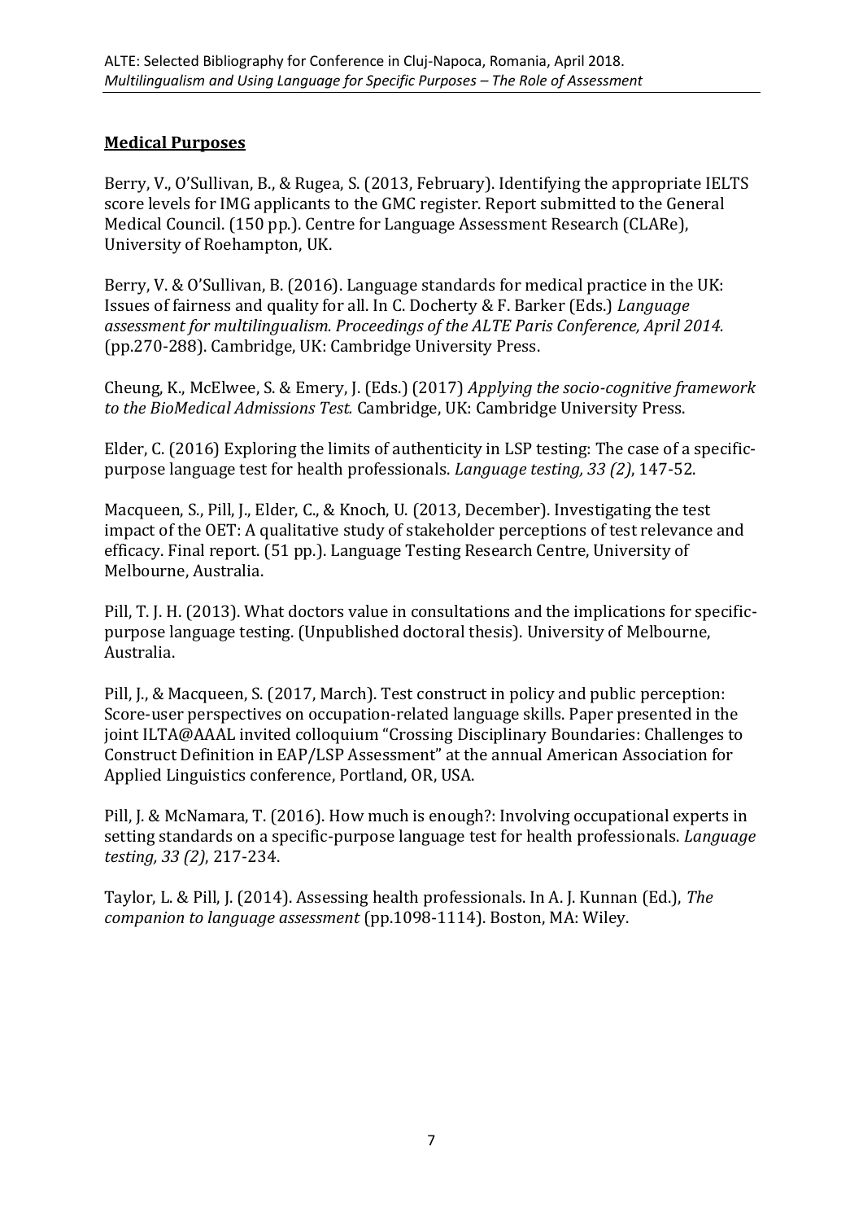## **Medical Purposes**

Berry, V., O'Sullivan, B., & Rugea, S. (2013, February). Identifying the appropriate IELTS score levels for IMG applicants to the GMC register. Report submitted to the General Medical Council. (150 pp.). Centre for Language Assessment Research (CLARe), University of Roehampton, UK.

Berry, V. & O'Sullivan, B. (2016). Language standards for medical practice in the UK: Issues of fairness and quality for all. In C. Docherty & F. Barker (Eds.) *Language assessment for multilingualism. Proceedings of the ALTE Paris Conference, April 2014.* (pp.270-288). Cambridge, UK: Cambridge University Press.

Cheung, K., McElwee, S. & Emery, J. (Eds.) (2017) *Applying the socio-cognitive framework to the BioMedical Admissions Test.* Cambridge, UK: Cambridge University Press.

Elder, C. (2016) Exploring the limits of authenticity in LSP testing: The case of a specific-purpose language test for health professionals. *Language testing, 33 (2)*, 147-52.

Macqueen, S., Pill, J., Elder, C., & Knoch, U. (2013, December). Investigating the test impact of the OET: A qualitative study of stakeholder perceptions of test relevance and efficacy. Final report. (51 pp.). Language Testing Research Centre, University of Melbourne, Australia.

Pill, T. J. H. (2013). What doctors value in consultations and the implications for specific-purpose language testing. (Unpublished doctoral thesis). University of Melbourne, Australia.

Pill, J., & Macqueen, S. (2017, March). Test construct in policy and public perception: Score-user perspectives on occupation-related language skills. Paper presented in the joint ILTA@AAAL invited colloquium "Crossing Disciplinary Boundaries: Challenges to Construct Definition in EAP/LSP Assessment" at the annual American Association for Applied Linguistics conference, Portland, OR, USA.

Pill, J. & McNamara, T. (2016). How much is enough?: Involving occupational experts in setting standards on a specific-purpose language test for health professionals. *Language testing, 33 (2)*, 217-234.

Taylor, L. & Pill, J. (2014). Assessing health professionals. In A. J. Kunnan (Ed.), *The companion to language assessment* (pp.1098-1114). Boston, MA: Wiley.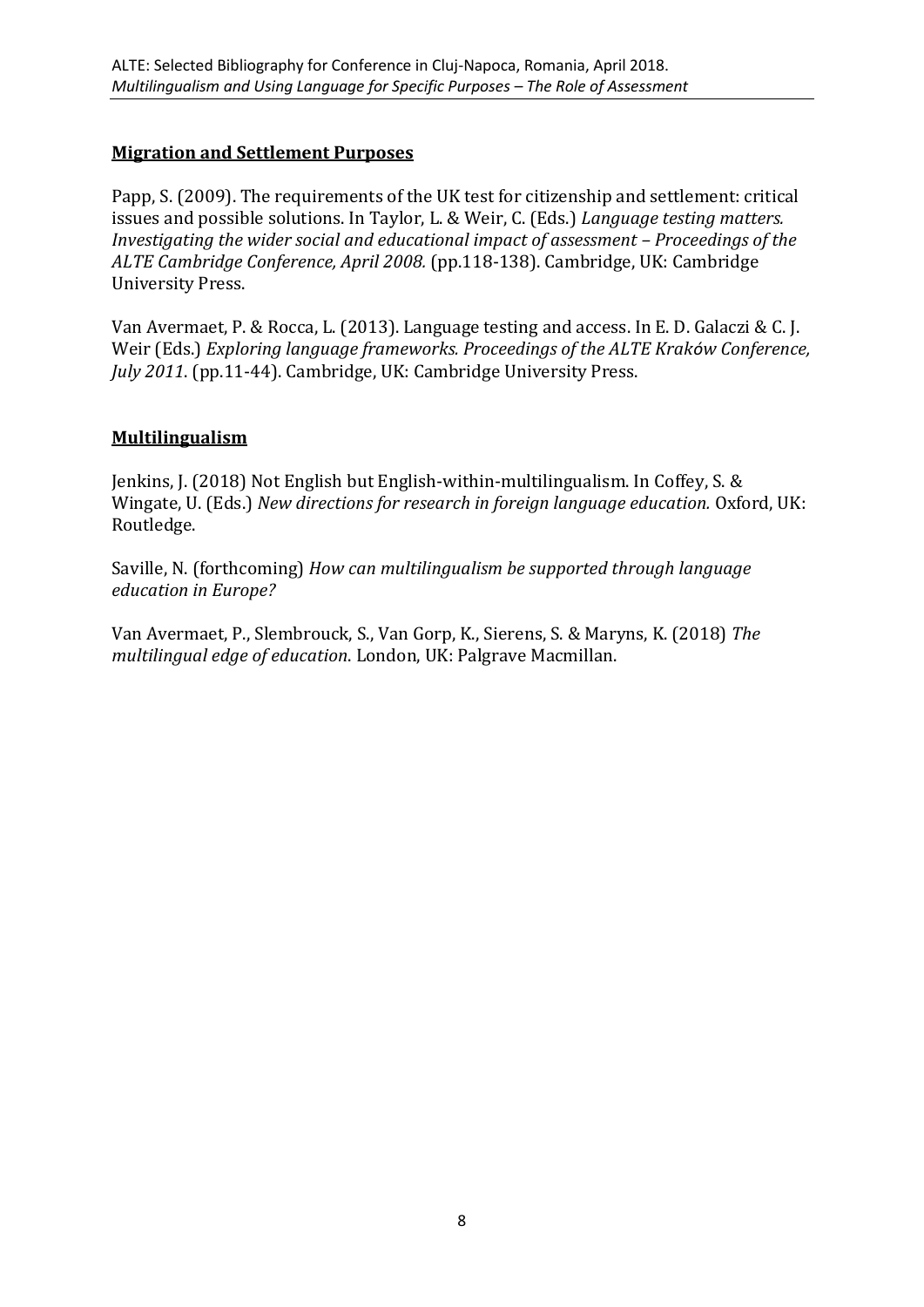## Migration and Settlement Purposes

Papp, S. (2009). The requirements of the UK test for citizenship and settlement: critical issues and possible solutions. In Taylor, L. & Weir, C. (Eds.) *Language testing matters. Investigating the wider social and educational impact of assessment – Proceedings of the ALTE Cambridge Conference, April 2008.* (pp.118-138). Cambridge, UK: Cambridge University Press.

Van Avermaet, P. & Rocca, L. (2013). Language testing and access. In E. D. Galaczi & C. J. Weir (Eds.) *Exploring language frameworks. Proceedings of the ALTE Kraków Conference, July 2011*. (pp.11-44). Cambridge, UK: Cambridge University Press.

## Multilingualism

Jenkins, J. (2018) Not English but English-within-multilingualism. In Coffey, S. & Wingate, U. (Eds.) *New directions for research in foreign language education.* Oxford, UK: Routledge.

Saville, N. (forthcoming) *How can multilingualism be supported through language education in Europe?*

Van Avermaet, P., Slembrouck, S., Van Gorp, K., Sierens, S. & Maryns, K. (2018) *The multilingual edge of education*. London, UK: Palgrave Macmillan.